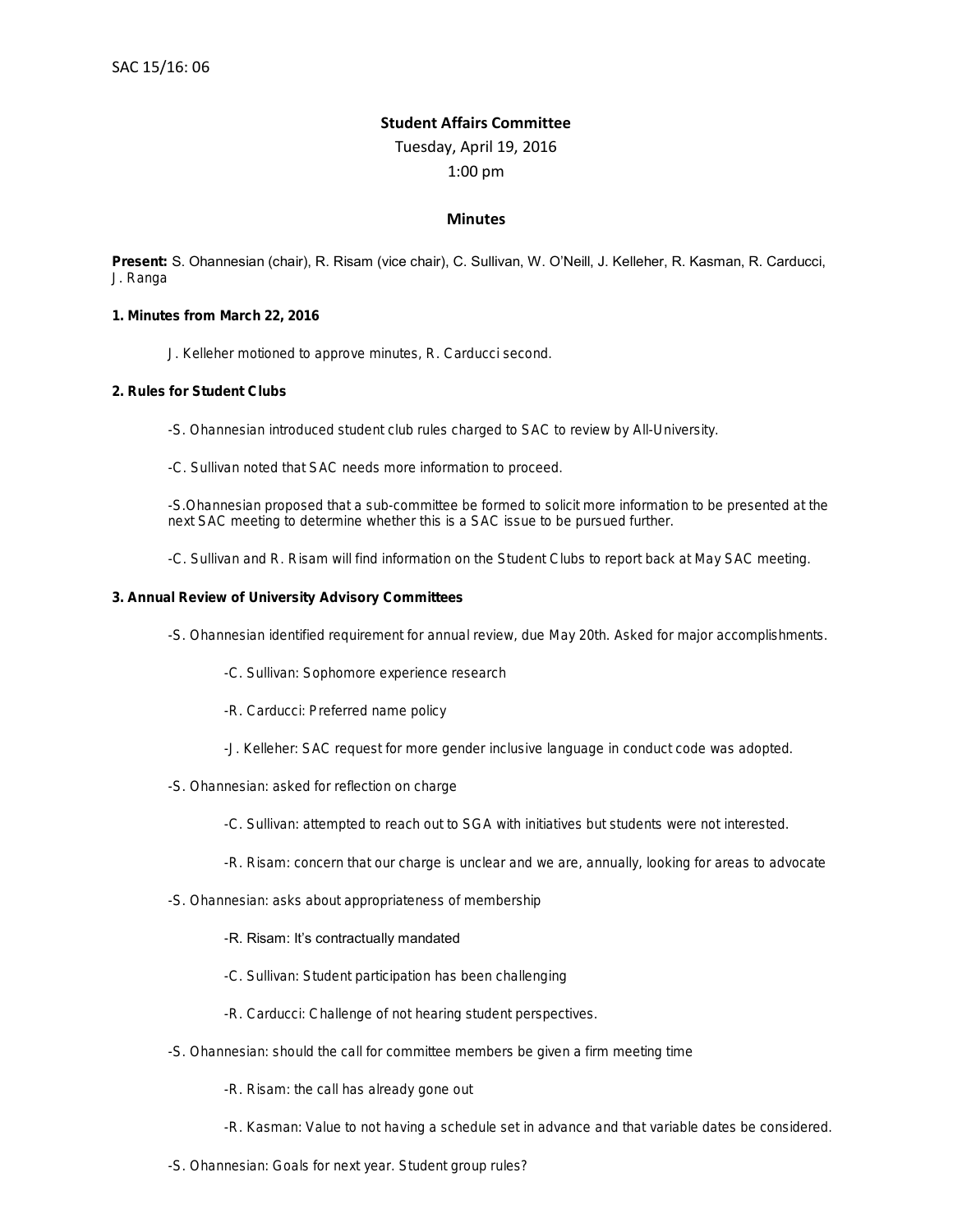SAC 15/16: 06

# Student Affairs Committee

Tuesday, April 19, 2016

1:00 pm

## Minutes

**Present:** S. Ohannesian (chair), R. Risam (vice chair), C. Sullivan, W. O'Neill, J. Kelleher, R. Kasman, R. Carducci, J. Ranga

**1. Minutes from March 22, 2016**

J. Kelleher motioned to approve minutes, R. Carducci second.

**2. Rules for Student Clubs**

-S. Ohannesian introduced student club rules charged to SAC to review by All-University.

-C. Sullivan noted that SAC needs more information to proceed.

-S.Ohannesian proposed that a sub-committee be formed to solicit more information to be presented at the next SAC meeting to determine whether this is a SAC issue to be pursued further.

-C. Sullivan and R. Risam will find information on the Student Clubs to report back at May SAC meeting.

**3. Annual Review of University Advisory Committees**

-S. Ohannesian identified requirement for annual review, due May 20th. Asked for major accomplishments.

-C. Sullivan: Sophomore experience research

-R. Carducci: Preferred name policy

-J. Kelleher: SAC request for more gender inclusive language in conduct code was adopted.

-S. Ohannesian: asked for reflection on charge

-C. Sullivan: attempted to reach out to SGA with initiatives but students were not interested.

-R. Risam: concern that our charge is unclear and we are, annually, looking for areas to advocate

-S. Ohannesian: asks about appropriateness of membership

-R. Risam: It's contractually mandated

-C. Sullivan: Student participation has been challenging

-R. Carducci: Challenge of not hearing student perspectives.

-S. Ohannesian: should the call for committee members be given a firm meeting time

-R. Risam: the call has already gone out

-R. Kasman: Value to not having a schedule set in advance and that variable dates be considered.

-S. Ohannesian: Goals for next year. Student group rules?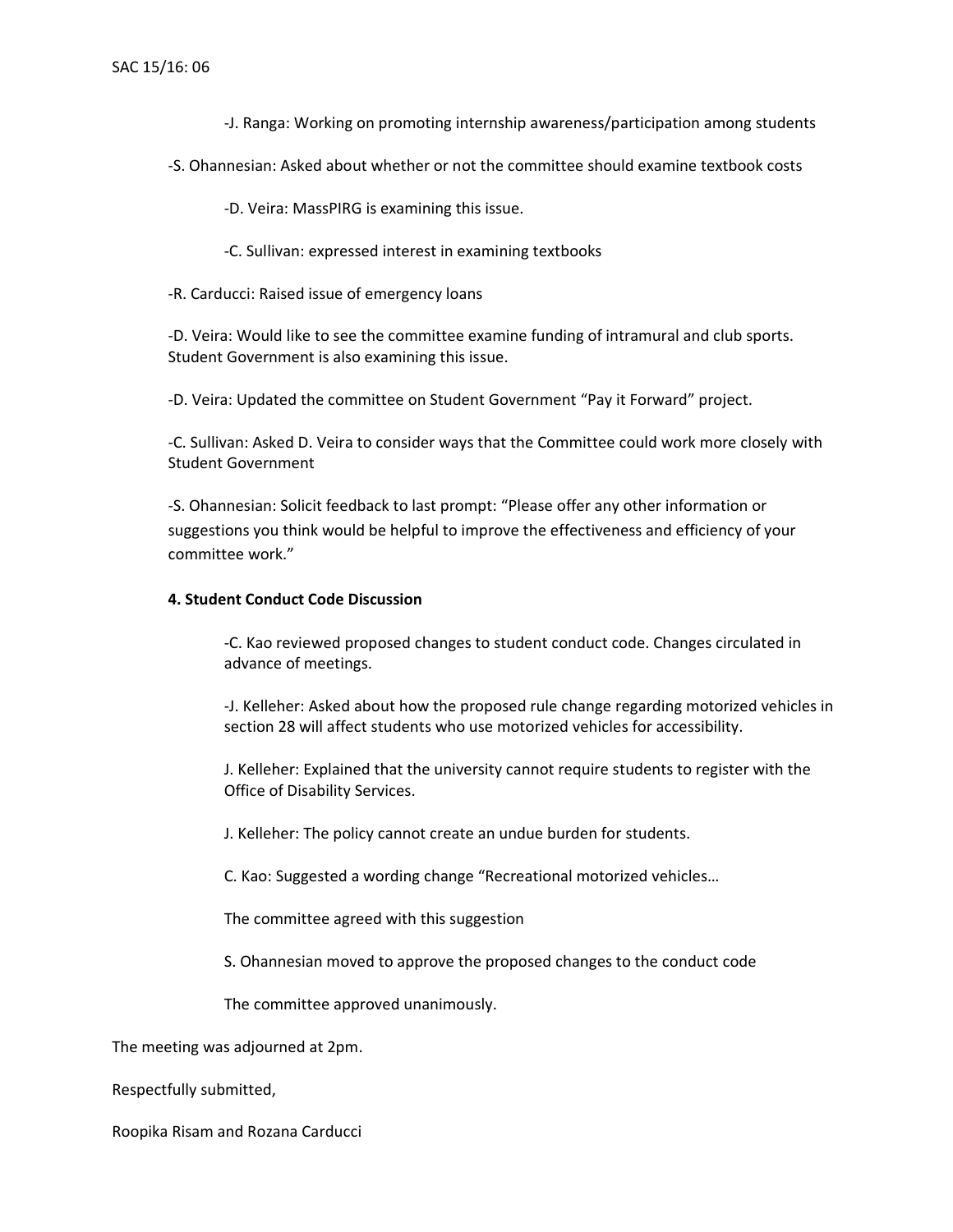-J. Ranga: Working on promoting internship awareness/participation among students

-S. Ohannesian: Asked about whether or not the committee should examine textbook costs

-D. Veira: MassPIRG is examining this issue.

-C. Sullivan: expressed interest in examining textbooks

-R. Carducci: Raised issue of emergency loans

-D. Veira: Would like to see the committee examine funding of intramural and club sports. Student Government is also examining this issue.

-D. Veira: Updated the committee on Student Government "Pay it Forward" project.

-C. Sullivan: Asked D. Veira to consider ways that the Committee could work more closely with Student Government

-S. Ohannesian: Solicit feedback to last prompt: "Please offer any other information or suggestions you think would be helpful to improve the effectiveness and efficiency of your committee work."

**4. Student Conduct Code Discussion**

-C. Kao reviewed proposed changes to student conduct code. Changes circulated in advance of meetings.

-J. Kelleher: Asked about how the proposed rule change regarding motorized vehicles in section 28 will affect students who use motorized vehicles for accessibility.

J. Kelleher: Explained that the university cannot require students to register with the Office of Disability Services.

J. Kelleher: The policy cannot create an undue burden for students.

C. Kao: Suggested a wording change "Recreational motorized vehicles…

The committee agreed with this suggestion

S. Ohannesian moved to approve the proposed changes to the conduct code

The committee approved unanimously.

The meeting was adjourned at 2pm.

Respectfully submitted,

Roopika Risam and Rozana Carducci